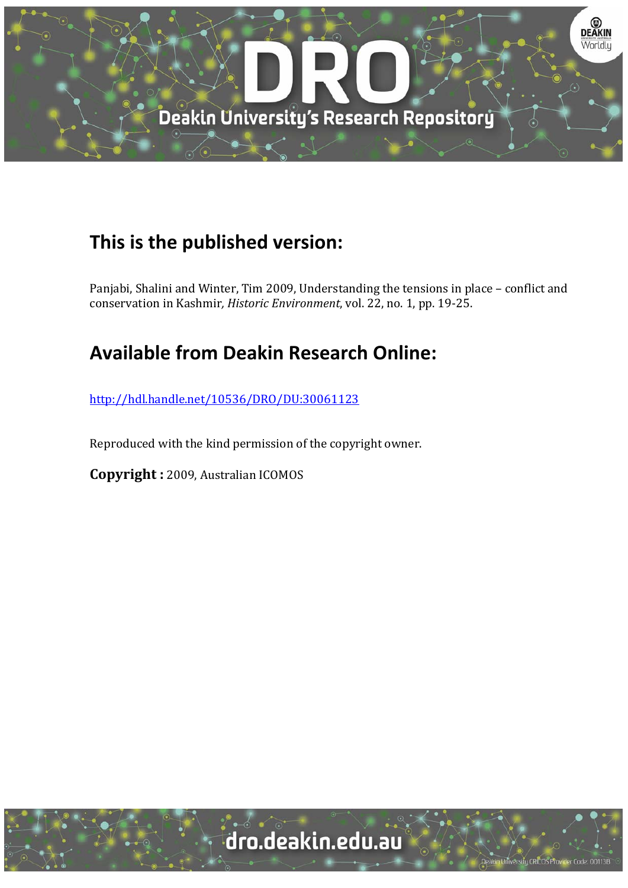## This is the published version:

Panjabi, Shalini and Winter, Tim 2009, Understanding the tensions in place – conflict and conservation in Kashmir*, Historic Environment*, vol. 22, no. 1, pp. 19-25.

## Available from Deakin Research Online:

http://hdl.handle.net/10536/DRO/DU:30061123

Reproduced with the kind permission of the copyright owner.

**Copyright :** 2009, Australian ICOMOS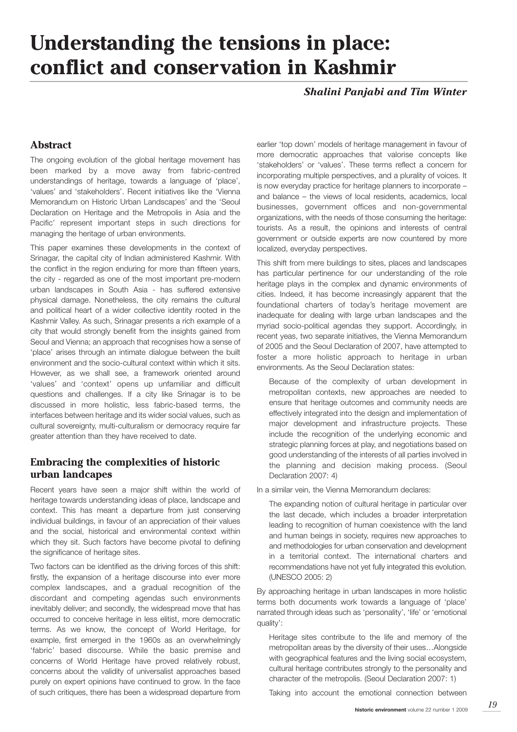# Understanding the tensions in place: conflict and conservation in Kashmir

***Shalini Panjabi and Tim Winter***

## Abstract

The ongoing evolution of the global heritage movement has been marked by a move away from fabric-centred understandings of heritage, towards a language of 'place', 'values' and 'stakeholders'. Recent initiatives like the 'Vienna Memorandum on Historic Urban Landscapes' and the 'Seoul Declaration on Heritage and the Metropolis in Asia and the Pacific' represent important steps in such directions for managing the heritage of urban environments.

This paper examines these developments in the context of Srinagar, the capital city of Indian administered Kashmir. With the conflict in the region enduring for more than fifteen years, the city - regarded as one of the most important pre-modern urban landscapes in South Asia - has suffered extensive physical damage. Nonetheless, the city remains the cultural and political heart of a wider collective identity rooted in the Kashmir Valley. As such, Srinagar presents a rich example of a city that would strongly benefit from the insights gained from Seoul and Vienna; an approach that recognises how a sense of 'place' arises through an intimate dialogue between the built environment and the socio-cultural context within which it sits. However, as we shall see, a framework oriented around 'values' and 'context' opens up unfamiliar and difficult questions and challenges. If a city like Srinagar is to be discussed in more holistic, less fabric-based terms, the interfaces between heritage and its wider social values, such as cultural sovereignty, multi-culturalism or democracy require far greater attention than they have received to date.

## Embracing the complexities of historic urban landcapes

Recent years have seen a major shift within the world of heritage towards understanding ideas of place, landscape and context. This has meant a departure from just conserving individual buildings, in favour of an appreciation of their values and the social, historical and environmental context within which they sit. Such factors have become pivotal to defining the significance of heritage sites.

Two factors can be identified as the driving forces of this shift: firstly, the expansion of a heritage discourse into ever more complex landscapes, and a gradual recognition of the discordant and competing agendas such environments inevitably deliver; and secondly, the widespread move that has occurred to conceive heritage in less elitist, more democratic terms. As we know, the concept of World Heritage, for example, first emerged in the 1960s as an overwhelmingly 'fabric' based discourse. While the basic premise and concerns of World Heritage have proved relatively robust, concerns about the validity of universalist approaches based purely on expert opinions have continued to grow. In the face of such critiques, there has been a widespread departure from earlier 'top down' models of heritage management in favour of more democratic approaches that valorise concepts like 'stakeholders' or 'values'. These terms reflect a concern for incorporating multiple perspectives, and a plurality of voices. It is now everyday practice for heritage planners to incorporate – and balance – the views of local residents, academics, local businesses, government offices and non-governmental organizations, with the needs of those consuming the heritage: tourists. As a result, the opinions and interests of central government or outside experts are now countered by more localized, everyday perspectives.

This shift from mere buildings to sites, places and landscapes has particular pertinence for our understanding of the role heritage plays in the complex and dynamic environments of cities. Indeed, it has become increasingly apparent that the foundational charters of today's heritage movement are inadequate for dealing with large urban landscapes and the myriad socio-political agendas they support. Accordingly, in recent yeas, two separate initiatives, the Vienna Memorandum of 2005 and the Seoul Declaration of 2007, have attempted to foster a more holistic approach to heritage in urban environments. As the Seoul Declaration states:

> Because of the complexity of urban development in metropolitan contexts, new approaches are needed to ensure that heritage outcomes and community needs are effectively integrated into the design and implementation of major development and infrastructure projects. These include the recognition of the underlying economic and strategic planning forces at play, and negotiations based on good understanding of the interests of all parties involved in the planning and decision making process. (Seoul Declaration 2007: 4)

In a similar vein, the Vienna Memorandum declares:

> The expanding notion of cultural heritage in particular over the last decade, which includes a broader interpretation leading to recognition of human coexistence with the land and human beings in society, requires new approaches to and methodologies for urban conservation and development in a territorial context. The international charters and recommendations have not yet fully integrated this evolution. (UNESCO 2005: 2)

By approaching heritage in urban landscapes in more holistic terms both documents work towards a language of 'place' narrated through ideas such as 'personality', 'life' or 'emotional quality':

> Heritage sites contribute to the life and memory of the metropolitan areas by the diversity of their uses…Alongside with geographical features and the living social ecosystem, cultural heritage contributes strongly to the personality and character of the metropolis. (Seoul Declaration 2007: 1)
>
> Taking into account the emotional connection between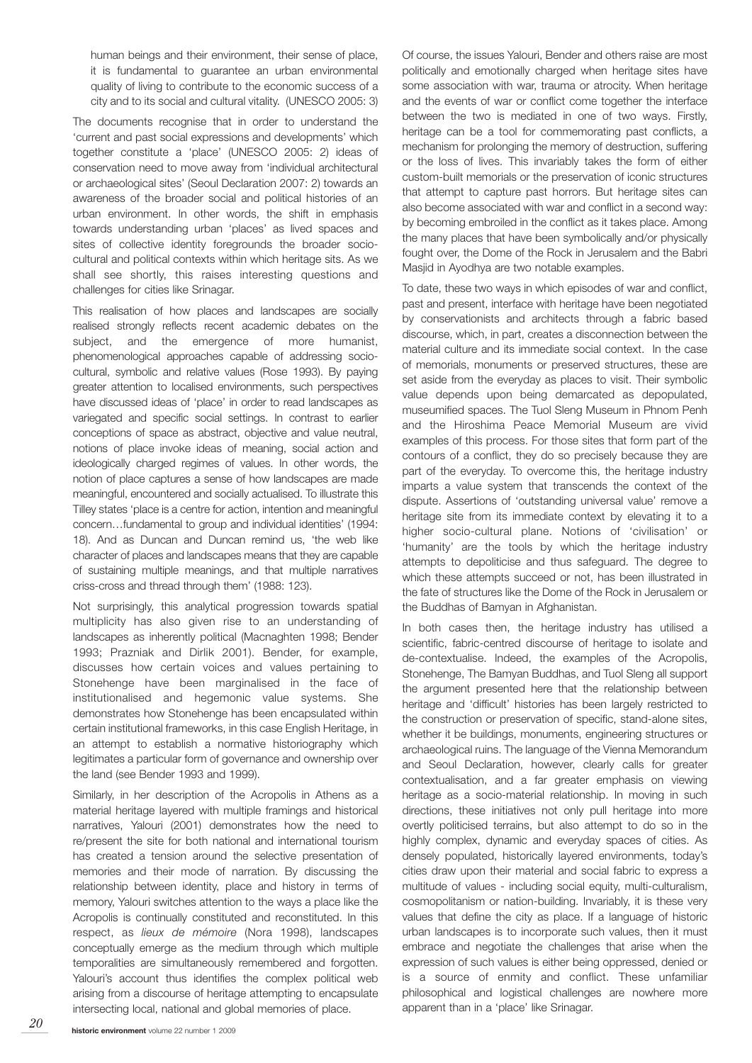human beings and their environment, their sense of place, it is fundamental to guarantee an urban environmental quality of living to contribute to the economic success of a city and to its social and cultural vitality. (UNESCO 2005: 3)

The documents recognise that in order to understand the 'current and past social expressions and developments' which together constitute a 'place' (UNESCO 2005: 2) ideas of conservation need to move away from 'individual architectural or archaeological sites' (Seoul Declaration 2007: 2) towards an awareness of the broader social and political histories of an urban environment. In other words, the shift in emphasis towards understanding urban 'places' as lived spaces and sites of collective identity foregrounds the broader socio-cultural and political contexts within which heritage sits. As we shall see shortly, this raises interesting questions and challenges for cities like Srinagar.

This realisation of how places and landscapes are socially realised strongly reflects recent academic debates on the subject, and the emergence of more humanist, phenomenological approaches capable of addressing socio-cultural, symbolic and relative values (Rose 1993). By paying greater attention to localised environments, such perspectives have discussed ideas of 'place' in order to read landscapes as variegated and specific social settings. In contrast to earlier conceptions of space as abstract, objective and value neutral, notions of place invoke ideas of meaning, social action and ideologically charged regimes of values. In other words, the notion of place captures a sense of how landscapes are made meaningful, encountered and socially actualised. To illustrate this Tilley states 'place is a centre for action, intention and meaningful concern…fundamental to group and individual identities' (1994: 18). And as Duncan and Duncan remind us, 'the web like character of places and landscapes means that they are capable of sustaining multiple meanings, and that multiple narratives criss-cross and thread through them' (1988: 123).

Not surprisingly, this analytical progression towards spatial multiplicity has also given rise to an understanding of landscapes as inherently political (Macnaghten 1998; Bender 1993; Prazniak and Dirlik 2001). Bender, for example, discusses how certain voices and values pertaining to Stonehenge have been marginalised in the face of institutionalised and hegemonic value systems. She demonstrates how Stonehenge has been encapsulated within certain institutional frameworks, in this case English Heritage, in an attempt to establish a normative historiography which legitimates a particular form of governance and ownership over the land (see Bender 1993 and 1999).

Similarly, in her description of the Acropolis in Athens as a material heritage layered with multiple framings and historical narratives, Yalouri (2001) demonstrates how the need to re/present the site for both national and international tourism has created a tension around the selective presentation of memories and their mode of narration. By discussing the relationship between identity, place and history in terms of memory, Yalouri switches attention to the ways a place like the Acropolis is continually constituted and reconstituted. In this respect, as *lieux de mémoire* (Nora 1998), landscapes conceptually emerge as the medium through which multiple temporalities are simultaneously remembered and forgotten. Yalouri's account thus identifies the complex political web arising from a discourse of heritage attempting to encapsulate intersecting local, national and global memories of place.

Of course, the issues Yalouri, Bender and others raise are most politically and emotionally charged when heritage sites have some association with war, trauma or atrocity. When heritage and the events of war or conflict come together the interface between the two is mediated in one of two ways. Firstly, heritage can be a tool for commemorating past conflicts, a mechanism for prolonging the memory of destruction, suffering or the loss of lives. This invariably takes the form of either custom-built memorials or the preservation of iconic structures that attempt to capture past horrors. But heritage sites can also become associated with war and conflict in a second way: by becoming embroiled in the conflict as it takes place. Among the many places that have been symbolically and/or physically fought over, the Dome of the Rock in Jerusalem and the Babri Masjid in Ayodhya are two notable examples.

To date, these two ways in which episodes of war and conflict, past and present, interface with heritage have been negotiated by conservationists and architects through a fabric based discourse, which, in part, creates a disconnection between the material culture and its immediate social context. In the case of memorials, monuments or preserved structures, these are set aside from the everyday as places to visit. Their symbolic value depends upon being demarcated as depopulated, museumified spaces. The Tuol Sleng Museum in Phnom Penh and the Hiroshima Peace Memorial Museum are vivid examples of this process. For those sites that form part of the contours of a conflict, they do so precisely because they are part of the everyday. To overcome this, the heritage industry imparts a value system that transcends the context of the dispute. Assertions of 'outstanding universal value' remove a heritage site from its immediate context by elevating it to a higher socio-cultural plane. Notions of 'civilisation' or 'humanity' are the tools by which the heritage industry attempts to depoliticise and thus safeguard. The degree to which these attempts succeed or not, has been illustrated in the fate of structures like the Dome of the Rock in Jerusalem or the Buddhas of Bamyan in Afghanistan.

In both cases then, the heritage industry has utilised a scientific, fabric-centred discourse of heritage to isolate and de-contextualise. Indeed, the examples of the Acropolis, Stonehenge, The Bamyan Buddhas, and Tuol Sleng all support the argument presented here that the relationship between heritage and 'difficult' histories has been largely restricted to the construction or preservation of specific, stand-alone sites, whether it be buildings, monuments, engineering structures or archaeological ruins. The language of the Vienna Memorandum and Seoul Declaration, however, clearly calls for greater contextualisation, and a far greater emphasis on viewing heritage as a socio-material relationship. In moving in such directions, these initiatives not only pull heritage into more overtly politicised terrains, but also attempt to do so in the highly complex, dynamic and everyday spaces of cities. As densely populated, historically layered environments, today's cities draw upon their material and social fabric to express a multitude of values - including social equity, multi-culturalism, cosmopolitanism or nation-building. Invariably, it is these very values that define the city as place. If a language of historic urban landscapes is to incorporate such values, then it must embrace and negotiate the challenges that arise when the expression of such values is either being oppressed, denied or is a source of enmity and conflict. These unfamiliar philosophical and logistical challenges are nowhere more apparent than in a 'place' like Srinagar.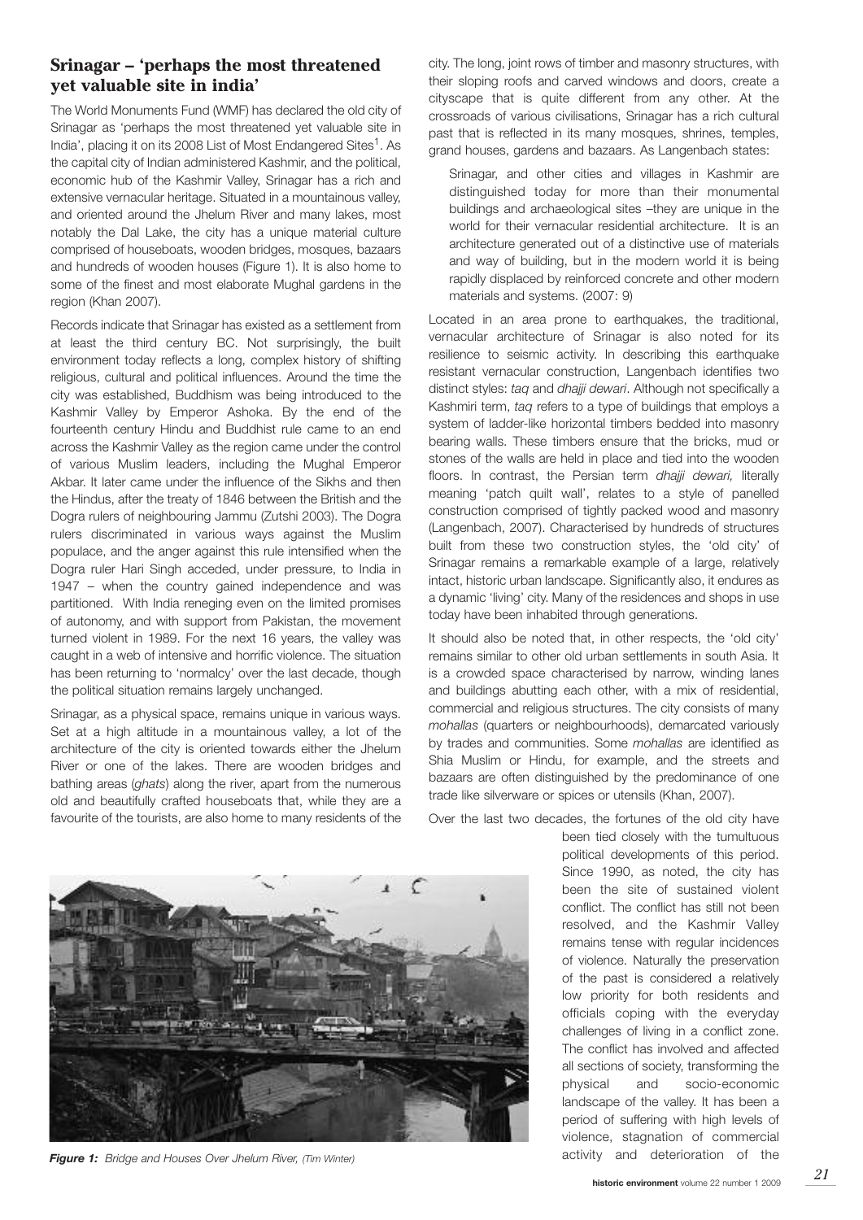## Srinagar – 'perhaps the most threatened yet valuable site in india'

The World Monuments Fund (WMF) has declared the old city of Srinagar as 'perhaps the most threatened yet valuable site in India', placing it on its 2008 List of Most Endangered Sites[1]. As the capital city of Indian administered Kashmir, and the political, economic hub of the Kashmir Valley, Srinagar has a rich and extensive vernacular heritage. Situated in a mountainous valley, and oriented around the Jhelum River and many lakes, most notably the Dal Lake, the city has a unique material culture comprised of houseboats, wooden bridges, mosques, bazaars and hundreds of wooden houses (Figure 1). It is also home to some of the finest and most elaborate Mughal gardens in the region (Khan 2007).

Records indicate that Srinagar has existed as a settlement from at least the third century BC. Not surprisingly, the built environment today reflects a long, complex history of shifting religious, cultural and political influences. Around the time the city was established, Buddhism was being introduced to the Kashmir Valley by Emperor Ashoka. By the end of the fourteenth century Hindu and Buddhist rule came to an end across the Kashmir Valley as the region came under the control of various Muslim leaders, including the Mughal Emperor Akbar. It later came under the influence of the Sikhs and then the Hindus, after the treaty of 1846 between the British and the Dogra rulers of neighbouring Jammu (Zutshi 2003). The Dogra rulers discriminated in various ways against the Muslim populace, and the anger against this rule intensified when the Dogra ruler Hari Singh acceded, under pressure, to India in 1947 – when the country gained independence and was partitioned. With India reneging even on the limited promises of autonomy, and with support from Pakistan, the movement turned violent in 1989. For the next 16 years, the valley was caught in a web of intensive and horrific violence. The situation has been returning to 'normalcy' over the last decade, though the political situation remains largely unchanged.

Srinagar, as a physical space, remains unique in various ways. Set at a high altitude in a mountainous valley, a lot of the architecture of the city is oriented towards either the Jhelum River or one of the lakes. There are wooden bridges and bathing areas (*ghats*) along the river, apart from the numerous old and beautifully crafted houseboats that, while they are a favourite of the tourists, are also home to many residents of the city. The long, joint rows of timber and masonry structures, with their sloping roofs and carved windows and doors, create a cityscape that is quite different from any other. At the crossroads of various civilisations, Srinagar has a rich cultural past that is reflected in its many mosques, shrines, temples, grand houses, gardens and bazaars. As Langenbach states:

> Srinagar, and other cities and villages in Kashmir are distinguished today for more than their monumental buildings and archaeological sites –they are unique in the world for their vernacular residential architecture. It is an architecture generated out of a distinctive use of materials and way of building, but in the modern world it is being rapidly displaced by reinforced concrete and other modern materials and systems. (2007: 9)

Located in an area prone to earthquakes, the traditional, vernacular architecture of Srinagar is also noted for its resilience to seismic activity. In describing this earthquake resistant vernacular construction, Langenbach identifies two distinct styles: *taq* and *dhajji dewari*. Although not specifically a Kashmiri term, *taq* refers to a type of buildings that employs a system of ladder-like horizontal timbers bedded into masonry bearing walls. These timbers ensure that the bricks, mud or stones of the walls are held in place and tied into the wooden floors. In contrast, the Persian term *dhajji dewari,* literally meaning 'patch quilt wall', relates to a style of panelled construction comprised of tightly packed wood and masonry (Langenbach, 2007). Characterised by hundreds of structures built from these two construction styles, the 'old city' of Srinagar remains a remarkable example of a large, relatively intact, historic urban landscape. Significantly also, it endures as a dynamic 'living' city. Many of the residences and shops in use today have been inhabited through generations.

It should also be noted that, in other respects, the 'old city' remains similar to other old urban settlements in south Asia. It is a crowded space characterised by narrow, winding lanes and buildings abutting each other, with a mix of residential, commercial and religious structures. The city consists of many *mohallas* (quarters or neighbourhoods), demarcated variously by trades and communities. Some *mohallas* are identified as Shia Muslim or Hindu, for example, and the streets and bazaars are often distinguished by the predominance of one trade like silverware or spices or utensils (Khan, 2007).

Over the last two decades, the fortunes of the old city have been tied closely with the tumultuous political developments of this period. Since 1990, as noted, the city has been the site of sustained violent conflict. The conflict has still not been resolved, and the Kashmir Valley remains tense with regular incidences of violence. Naturally the preservation of the past is considered a relatively low priority for both residents and officials coping with the everyday challenges of living in a conflict zone. The conflict has involved and affected all sections of society, transforming the physical and socio-economic landscape of the valley. It has been a period of suffering with high levels of violence, stagnation of commercial activity and deterioration of the

***Figure 1:** Bridge and Houses Over Jhelum River, (Tim Winter)*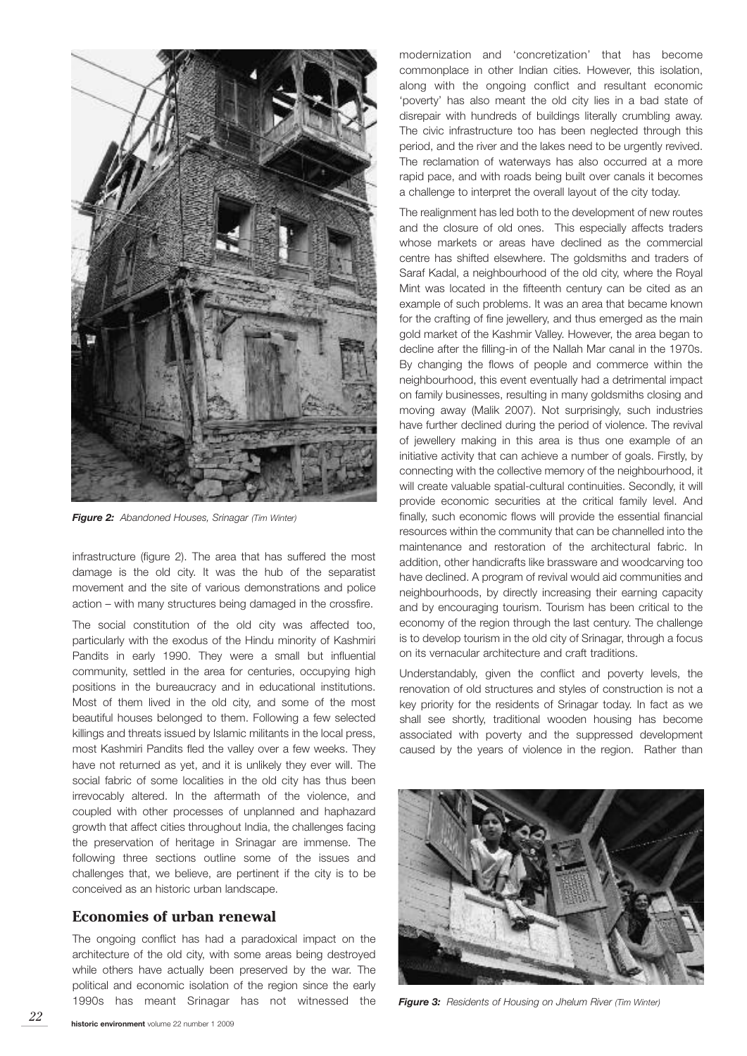*Figure 2: Abandoned Houses, Srinagar (Tim Winter)*

infrastructure (figure 2). The area that has suffered the most damage is the old city. It was the hub of the separatist movement and the site of various demonstrations and police action – with many structures being damaged in the crossfire.

The social constitution of the old city was affected too, particularly with the exodus of the Hindu minority of Kashmiri Pandits in early 1990. They were a small but influential community, settled in the area for centuries, occupying high positions in the bureaucracy and in educational institutions. Most of them lived in the old city, and some of the most beautiful houses belonged to them. Following a few selected killings and threats issued by Islamic militants in the local press, most Kashmiri Pandits fled the valley over a few weeks. They have not returned as yet, and it is unlikely they ever will. The social fabric of some localities in the old city has thus been irrevocably altered. In the aftermath of the violence, and coupled with other processes of unplanned and haphazard growth that affect cities throughout India, the challenges facing the preservation of heritage in Srinagar are immense. The following three sections outline some of the issues and challenges that, we believe, are pertinent if the city is to be conceived as an historic urban landscape.

## Economies of urban renewal

The ongoing conflict has had a paradoxical impact on the architecture of the old city, with some areas being destroyed while others have actually been preserved by the war. The political and economic isolation of the region since the early 1990s has meant Srinagar has not witnessed the modernization and 'concretization' that has become commonplace in other Indian cities. However, this isolation, along with the ongoing conflict and resultant economic 'poverty' has also meant the old city lies in a bad state of disrepair with hundreds of buildings literally crumbling away. The civic infrastructure too has been neglected through this period, and the river and the lakes need to be urgently revived. The reclamation of waterways has also occurred at a more rapid pace, and with roads being built over canals it becomes a challenge to interpret the overall layout of the city today.

The realignment has led both to the development of new routes and the closure of old ones. This especially affects traders whose markets or areas have declined as the commercial centre has shifted elsewhere. The goldsmiths and traders of Saraf Kadal, a neighbourhood of the old city, where the Royal Mint was located in the fifteenth century can be cited as an example of such problems. It was an area that became known for the crafting of fine jewellery, and thus emerged as the main gold market of the Kashmir Valley. However, the area began to decline after the filling-in of the Nallah Mar canal in the 1970s. By changing the flows of people and commerce within the neighbourhood, this event eventually had a detrimental impact on family businesses, resulting in many goldsmiths closing and moving away (Malik 2007). Not surprisingly, such industries have further declined during the period of violence. The revival of jewellery making in this area is thus one example of an initiative activity that can achieve a number of goals. Firstly, by connecting with the collective memory of the neighbourhood, it will create valuable spatial-cultural continuities. Secondly, it will provide economic securities at the critical family level. And finally, such economic flows will provide the essential financial resources within the community that can be channelled into the maintenance and restoration of the architectural fabric. In addition, other handicrafts like brassware and woodcarving too have declined. A program of revival would aid communities and neighbourhoods, by directly increasing their earning capacity and by encouraging tourism. Tourism has been critical to the economy of the region through the last century. The challenge is to develop tourism in the old city of Srinagar, through a focus on its vernacular architecture and craft traditions.

Understandably, given the conflict and poverty levels, the renovation of old structures and styles of construction is not a key priority for the residents of Srinagar today. In fact as we shall see shortly, traditional wooden housing has become associated with poverty and the suppressed development caused by the years of violence in the region. Rather than

*Figure 3: Residents of Housing on Jhelum River (Tim Winter)*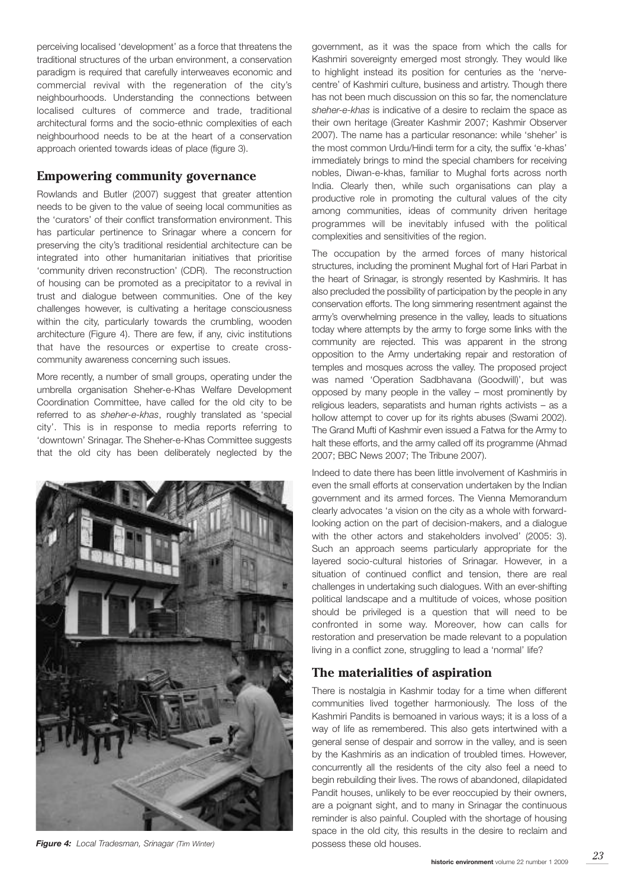perceiving localised 'development' as a force that threatens the traditional structures of the urban environment, a conservation paradigm is required that carefully interweaves economic and commercial revival with the regeneration of the city's neighbourhoods. Understanding the connections between localised cultures of commerce and trade, traditional architectural forms and the socio-ethnic complexities of each neighbourhood needs to be at the heart of a conservation approach oriented towards ideas of place (figure 3).

## Empowering community governance

Rowlands and Butler (2007) suggest that greater attention needs to be given to the value of seeing local communities as the 'curators' of their conflict transformation environment. This has particular pertinence to Srinagar where a concern for preserving the city's traditional residential architecture can be integrated into other humanitarian initiatives that prioritise 'community driven reconstruction' (CDR). The reconstruction of housing can be promoted as a precipitator to a revival in trust and dialogue between communities. One of the key challenges however, is cultivating a heritage consciousness within the city, particularly towards the crumbling, wooden architecture (Figure 4). There are few, if any, civic institutions that have the resources or expertise to create cross-community awareness concerning such issues.

More recently, a number of small groups, operating under the umbrella organisation Sheher-e-Khas Welfare Development Coordination Committee, have called for the old city to be referred to as *sheher-e-khas*, roughly translated as 'special city'. This is in response to media reports referring to 'downtown' Srinagar. The Sheher-e-Khas Committee suggests that the old city has been deliberately neglected by the government, as it was the space from which the calls for Kashmiri sovereignty emerged most strongly. They would like to highlight instead its position for centuries as the 'nerve-centre' of Kashmiri culture, business and artistry. Though there has not been much discussion on this so far, the nomenclature *sheher-e-khas* is indicative of a desire to reclaim the space as their own heritage (Greater Kashmir 2007; Kashmir Observer 2007). The name has a particular resonance: while 'sheher' is the most common Urdu/Hindi term for a city, the suffix 'e-khas' immediately brings to mind the special chambers for receiving nobles, Diwan-e-khas, familiar to Mughal forts across north India. Clearly then, while such organisations can play a productive role in promoting the cultural values of the city among communities, ideas of community driven heritage programmes will be inevitably infused with the political complexities and sensitivities of the region.

*Figure 4: Local Tradesman, Srinagar (Tim Winter)*

The occupation by the armed forces of many historical structures, including the prominent Mughal fort of Hari Parbat in the heart of Srinagar, is strongly resented by Kashmiris. It has also precluded the possibility of participation by the people in any conservation efforts. The long simmering resentment against the army's overwhelming presence in the valley, leads to situations today where attempts by the army to forge some links with the community are rejected. This was apparent in the strong opposition to the Army undertaking repair and restoration of temples and mosques across the valley. The proposed project was named 'Operation Sadbhavana (Goodwill)', but was opposed by many people in the valley – most prominently by religious leaders, separatists and human rights activists – as a hollow attempt to cover up for its rights abuses (Swami 2002). The Grand Mufti of Kashmir even issued a Fatwa for the Army to halt these efforts, and the army called off its programme (Ahmad 2007; BBC News 2007; The Tribune 2007).

Indeed to date there has been little involvement of Kashmiris in even the small efforts at conservation undertaken by the Indian government and its armed forces. The Vienna Memorandum clearly advocates 'a vision on the city as a whole with forward-looking action on the part of decision-makers, and a dialogue with the other actors and stakeholders involved' (2005: 3). Such an approach seems particularly appropriate for the layered socio-cultural histories of Srinagar. However, in a situation of continued conflict and tension, there are real challenges in undertaking such dialogues. With an ever-shifting political landscape and a multitude of voices, whose position should be privileged is a question that will need to be confronted in some way. Moreover, how can calls for restoration and preservation be made relevant to a population living in a conflict zone, struggling to lead a 'normal' life?

## The materialities of aspiration

There is nostalgia in Kashmir today for a time when different communities lived together harmoniously. The loss of the Kashmiri Pandits is bemoaned in various ways; it is a loss of a way of life as remembered. This also gets intertwined with a general sense of despair and sorrow in the valley, and is seen by the Kashmiris as an indication of troubled times. However, concurrently all the residents of the city also feel a need to begin rebuilding their lives. The rows of abandoned, dilapidated Pandit houses, unlikely to be ever reoccupied by their owners, are a poignant sight, and to many in Srinagar the continuous reminder is also painful. Coupled with the shortage of housing space in the old city, this results in the desire to reclaim and possess these old houses.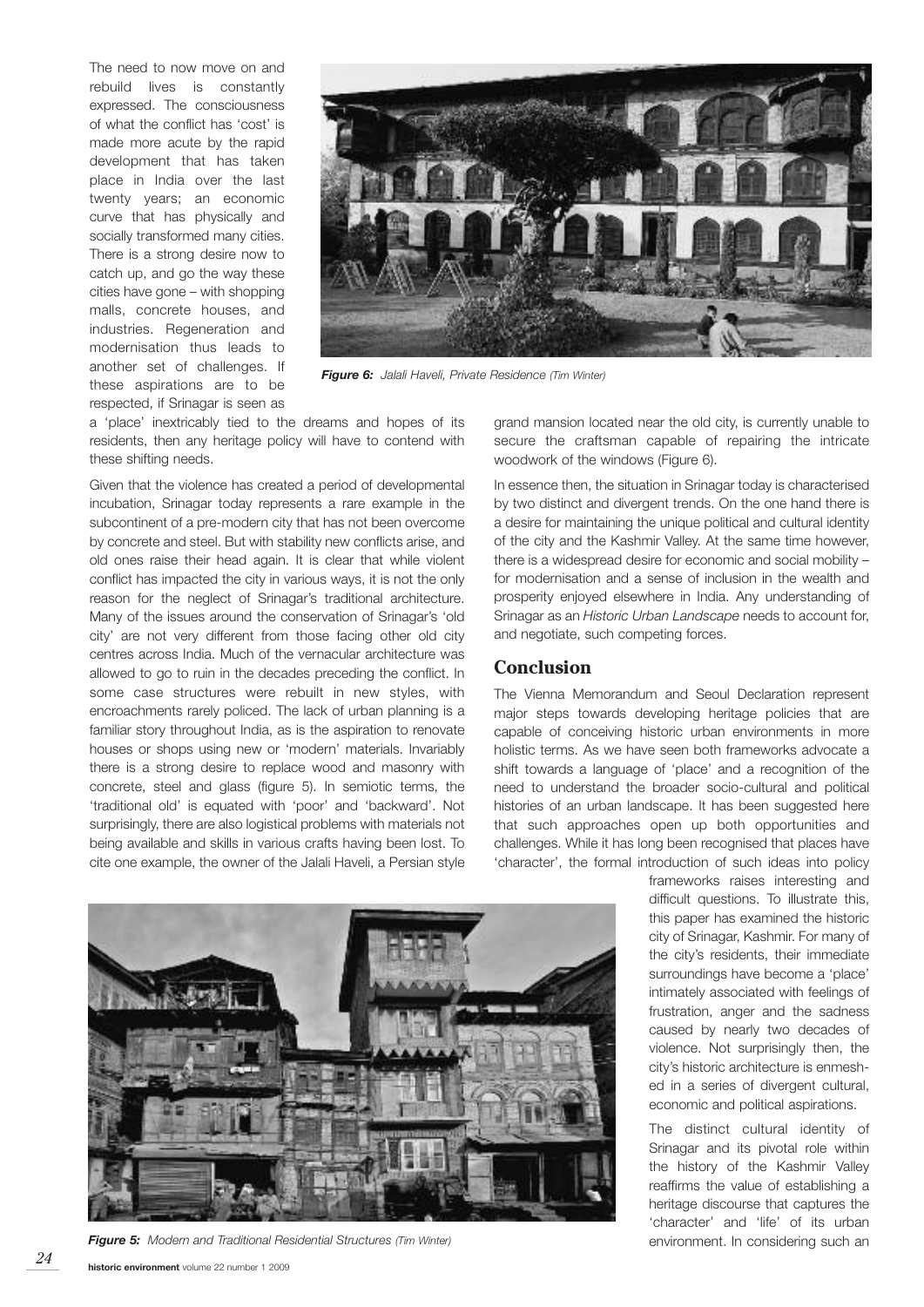The need to now move on and rebuild lives is constantly expressed. The consciousness of what the conflict has 'cost' is made more acute by the rapid development that has taken place in India over the last twenty years; an economic curve that has physically and socially transformed many cities. There is a strong desire now to catch up, and go the way these cities have gone – with shopping malls, concrete houses, and industries. Regeneration and modernisation thus leads to another set of challenges. If these aspirations are to be respected, if Srinagar is seen as a 'place' inextricably tied to the dreams and hopes of its residents, then any heritage policy will have to contend with these shifting needs.

*Figure 6: Jalali Haveli, Private Residence (Tim Winter)*

Given that the violence has created a period of developmental incubation, Srinagar today represents a rare example in the subcontinent of a pre-modern city that has not been overcome by concrete and steel. But with stability new conflicts arise, and old ones raise their head again. It is clear that while violent conflict has impacted the city in various ways, it is not the only reason for the neglect of Srinagar's traditional architecture. Many of the issues around the conservation of Srinagar's 'old city' are not very different from those facing other old city centres across India. Much of the vernacular architecture was allowed to go to ruin in the decades preceding the conflict. In some case structures were rebuilt in new styles, with encroachments rarely policed. The lack of urban planning is a familiar story throughout India, as is the aspiration to renovate houses or shops using new or 'modern' materials. Invariably there is a strong desire to replace wood and masonry with concrete, steel and glass (figure 5). In semiotic terms, the 'traditional old' is equated with 'poor' and 'backward'. Not surprisingly, there are also logistical problems with materials not being available and skills in various crafts having been lost. To cite one example, the owner of the Jalali Haveli, a Persian style grand mansion located near the old city, is currently unable to secure the craftsman capable of repairing the intricate woodwork of the windows (Figure 6).

In essence then, the situation in Srinagar today is characterised by two distinct and divergent trends. On the one hand there is a desire for maintaining the unique political and cultural identity of the city and the Kashmir Valley. At the same time however, there is a widespread desire for economic and social mobility – for modernisation and a sense of inclusion in the wealth and prosperity enjoyed elsewhere in India. Any understanding of Srinagar as an *Historic Urban Landscape* needs to account for, and negotiate, such competing forces.

## Conclusion

The Vienna Memorandum and Seoul Declaration represent major steps towards developing heritage policies that are capable of conceiving historic urban environments in more holistic terms. As we have seen both frameworks advocate a shift towards a language of 'place' and a recognition of the need to understand the broader socio-cultural and political histories of an urban landscape. It has been suggested here that such approaches open up both opportunities and challenges. While it has long been recognised that places have 'character', the formal introduction of such ideas into policy frameworks raises interesting and difficult questions. To illustrate this, this paper has examined the historic city of Srinagar, Kashmir. For many of the city's residents, their immediate surroundings have become a 'place' intimately associated with feelings of frustration, anger and the sadness caused by nearly two decades of violence. Not surprisingly then, the city's historic architecture is enmeshed in a series of divergent cultural, economic and political aspirations.

The distinct cultural identity of Srinagar and its pivotal role within the history of the Kashmir Valley reaffirms the value of establishing a heritage discourse that captures the 'character' and 'life' of its urban environment. In considering such an

*Figure 5: Modern and Traditional Residential Structures (Tim Winter)*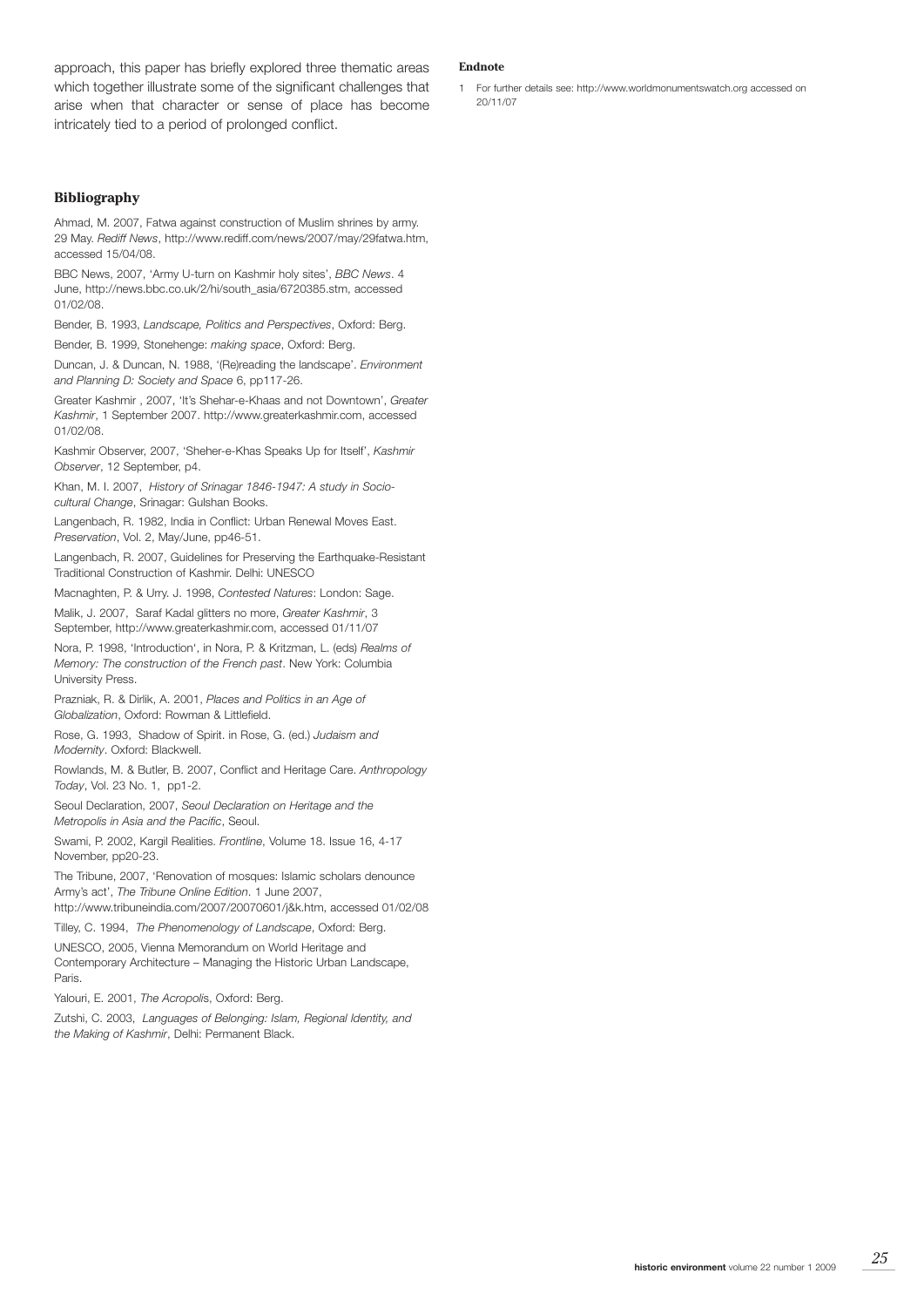approach, this paper has briefly explored three thematic areas which together illustrate some of the significant challenges that arise when that character or sense of place has become intricately tied to a period of prolonged conflict.

## Endnote

1 For further details see: http://www.worldmonumentswatch.org accessed on 20/11/07

## Bibliography

Ahmad, M. 2007, Fatwa against construction of Muslim shrines by army. 29 May. *Rediff News*, http://www.rediff.com/news/2007/may/29fatwa.htm, accessed 15/04/08.

BBC News, 2007, 'Army U-turn on Kashmir holy sites', *BBC News*. 4 June, http://news.bbc.co.uk/2/hi/south_asia/6720385.stm, accessed 01/02/08.

Bender, B. 1993, *Landscape, Politics and Perspectives*, Oxford: Berg.

Bender, B. 1999, Stonehenge: *making space*, Oxford: Berg.

Duncan, J. & Duncan, N. 1988, '(Re)reading the landscape'. *Environment and Planning D: Society and Space* 6, pp117-26.

Greater Kashmir , 2007, 'It's Shehar-e-Khaas and not Downtown', *Greater Kashmir*, 1 September 2007. http://www.greaterkashmir.com, accessed 01/02/08.

Kashmir Observer, 2007, 'Sheher-e-Khas Speaks Up for Itself', *Kashmir Observer*, 12 September, p4.

Khan, M. I. 2007, *History of Srinagar 1846-1947: A study in Socio-cultural Change*, Srinagar: Gulshan Books.

Langenbach, R. 1982, India in Conflict: Urban Renewal Moves East. *Preservation*, Vol. 2, May/June, pp46-51.

Langenbach, R. 2007, Guidelines for Preserving the Earthquake-Resistant Traditional Construction of Kashmir. Delhi: UNESCO

Macnaghten, P. & Urry. J. 1998, *Contested Natures*: London: Sage.

Malik, J. 2007, Saraf Kadal glitters no more, *Greater Kashmir*, 3 September, http://www.greaterkashmir.com, accessed 01/11/07

Nora, P. 1998, 'Introduction', in Nora, P. & Kritzman, L. (eds) *Realms of Memory: The construction of the French past*. New York: Columbia University Press.

Prazniak, R. & Dirlik, A. 2001, *Places and Politics in an Age of Globalization*, Oxford: Rowman & Littlefield.

Rose, G. 1993, Shadow of Spirit. in Rose, G. (ed.) *Judaism and Modernity*. Oxford: Blackwell.

Rowlands, M. & Butler, B. 2007, Conflict and Heritage Care. *Anthropology Today*, Vol. 23 No. 1, pp1-2.

Seoul Declaration, 2007, *Seoul Declaration on Heritage and the Metropolis in Asia and the Pacific*, Seoul.

Swami, P. 2002, Kargil Realities. *Frontline*, Volume 18. Issue 16, 4-17 November, pp20-23.

The Tribune, 2007, 'Renovation of mosques: Islamic scholars denounce Army's act', *The Tribune Online Edition*. 1 June 2007, http://www.tribuneindia.com/2007/20070601/j&k.htm, accessed 01/02/08

Tilley, C. 1994, *The Phenomenology of Landscape*, Oxford: Berg.

UNESCO, 2005, Vienna Memorandum on World Heritage and Contemporary Architecture – Managing the Historic Urban Landscape, Paris.

Yalouri, E. 2001, *The Acropolis*, Oxford: Berg.

Zutshi, C. 2003, *Languages of Belonging: Islam, Regional Identity, and the Making of Kashmir*, Delhi: Permanent Black.